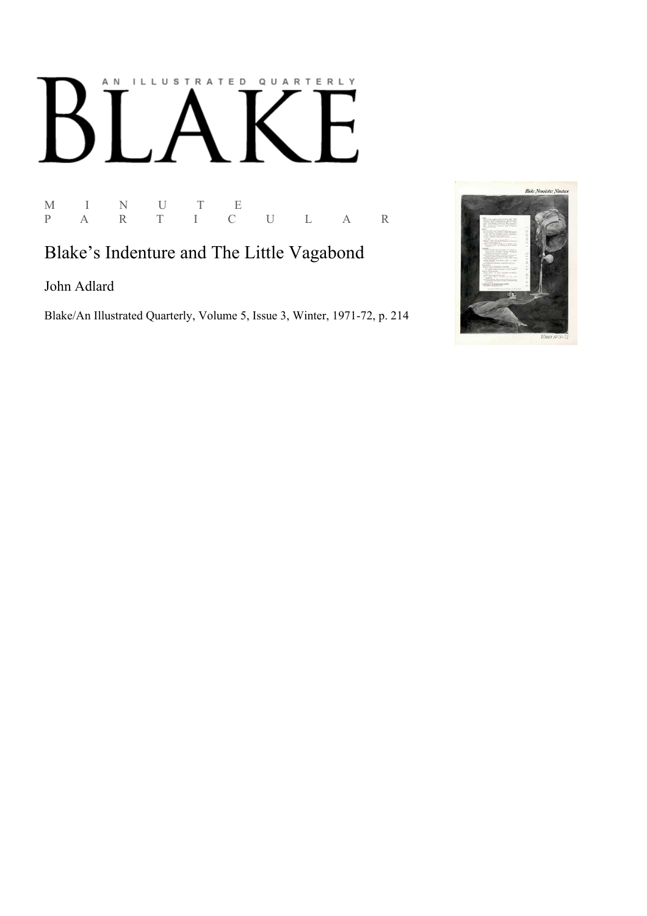AN ILLUSTRATED QUARTERLY

# BLAKE

M I N U T E
P A R T I C U L A R

## Blake's Indenture and The Little Vagabond

John Adlard

Blake/An Illustrated Quarterly, Volume 5, Issue 3, Winter, 1971-72, p. 214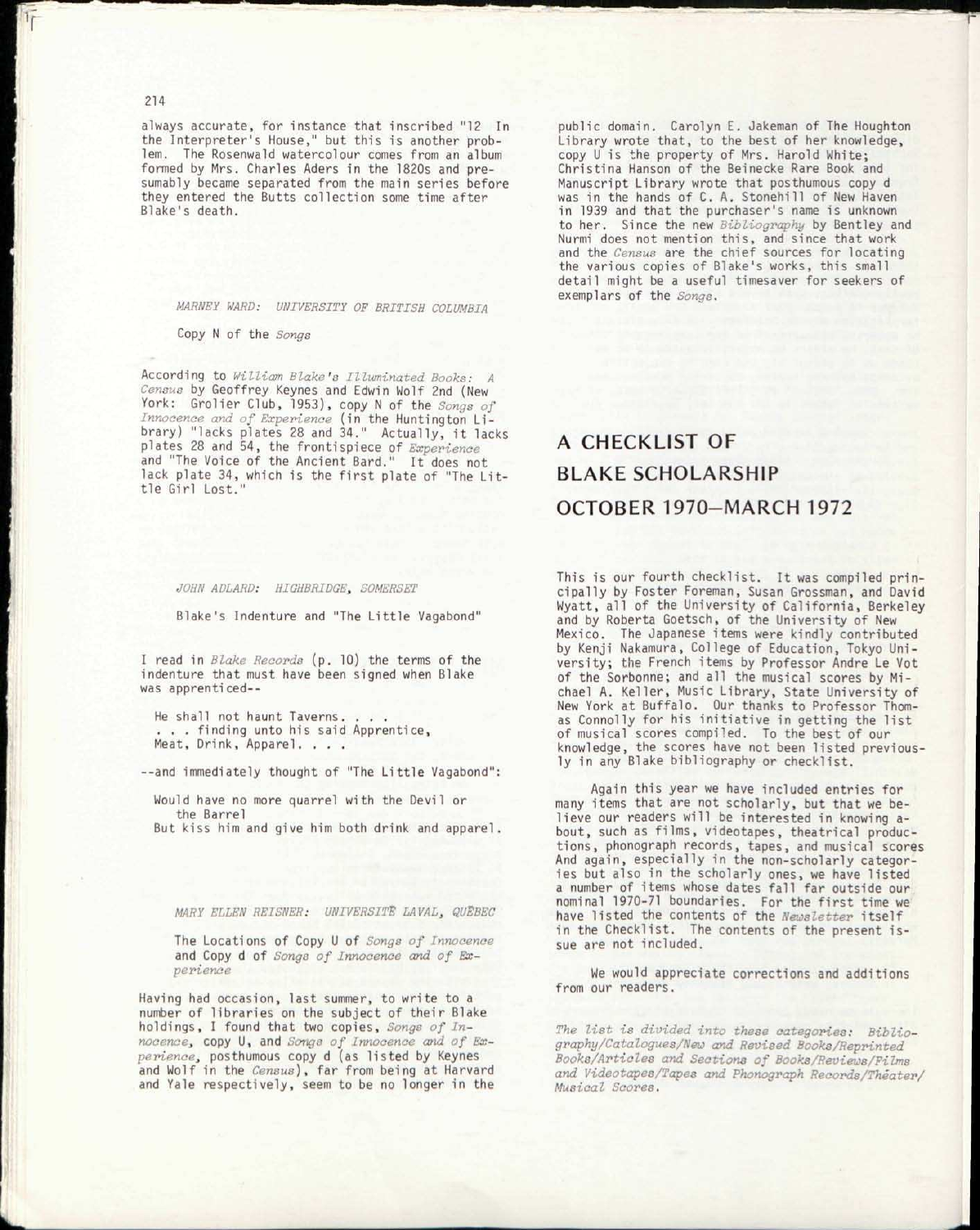always accurate, for instance that inscribed "12 In the Interpreter's House," but this is another problem. The Rosenwald watercolour comes from an album formed by Mrs. Charles Aders in the 1820s and presumably became separated from the main series before they entered the Butts collection some time after Blake's death.

*MARNEY WARD: UNIVERSITY OF BRITISH COLUMBIA*

Copy N of the *Songs*

According to *William Blake's Illuminated Books: A Census* by Geoffrey Keynes and Edwin Wolf 2nd (New York: Grolier Club, 1953), copy N of the *Songs of Innocence and of Experience* (in the Huntington Library) "lacks plates 28 and 34." Actually, it lacks plates 28 and 54, the frontispiece of *Experience* and "The Voice of the Ancient Bard." It does not lack plate 34, which is the first plate of "The Little Girl Lost."

*JOHN ADLARD: HIGHBRIDGE, SOMERSET*

Blake's Indenture and "The Little Vagabond"

I read in *Blake Records* (p. 10) the terms of the indenture that must have been signed when Blake was apprenticed--

He shall not haunt Taverns. . . .
. . . finding unto his said Apprentice,
Meat, Drink, Apparel. . . .

--and immediately thought of "The Little Vagabond":

Would have no more quarrel with the Devil or the Barrel
But kiss him and give him both drink and apparel.

*MARY ELLEN REISNER: UNIVERSITÉ LAVAL, QUÉBEC*

The Locations of Copy U of *Songs of Innocence* and Copy d of *Songs of Innocence and of Experience*

Having had occasion, last summer, to write to a number of libraries on the subject of their Blake holdings, I found that two copies, *Songs of Innocence*, copy U, and *Songs of Innocence and of Experience*, posthumous copy d (as listed by Keynes and Wolf in the *Census*), far from being at Harvard and Yale respectively, seem to be no longer in the public domain. Carolyn E. Jakeman of The Houghton Library wrote that, to the best of her knowledge, copy U is the property of Mrs. Harold White; Christina Hanson of the Beinecke Rare Book and Manuscript Library wrote that posthumous copy d was in the hands of C. A. Stonehill of New Haven in 1939 and that the purchaser's name is unknown to her. Since the new *Bibliography* by Bentley and Nurmi does not mention this, and since that work and the *Census* are the chief sources for locating the various copies of Blake's works, this small detail might be a useful timesaver for seekers of exemplars of the *Songs*.

# A CHECKLIST OF BLAKE SCHOLARSHIP OCTOBER 1970–MARCH 1972

This is our fourth checklist. It was compiled principally by Foster Foreman, Susan Grossman, and David Wyatt, all of the University of California, Berkeley and by Roberta Goetsch, of the University of New Mexico. The Japanese items were kindly contributed by Kenji Nakamura, College of Education, Tokyo University; the French items by Professor Andre Le Vot of the Sorbonne; and all the musical scores by Michael A. Keller, Music Library, State University of New York at Buffalo. Our thanks to Professor Thomas Connolly for his initiative in getting the list of musical scores compiled. To the best of our knowledge, the scores have not been listed previously in any Blake bibliography or checklist.

Again this year we have included entries for many items that are not scholarly, but that we believe our readers will be interested in knowing about, such as films, videotapes, theatrical productions, phonograph records, tapes, and musical scores And again, especially in the non-scholarly categories but also in the scholarly ones, we have listed a number of items whose dates fall far outside our nominal 1970-71 boundaries. For the first time we have listed the contents of the *Newsletter* itself in the Checklist. The contents of the present issue are not included.

We would appreciate corrections and additions from our readers.

*The list is divided into these categories: Bibliography/Catalogues/New and Revised Books/Reprinted Books/Articles and Sections of Books/Reviews/Films and Videotapes/Tapes and Phonograph Records/Théater/Musical Scores.*